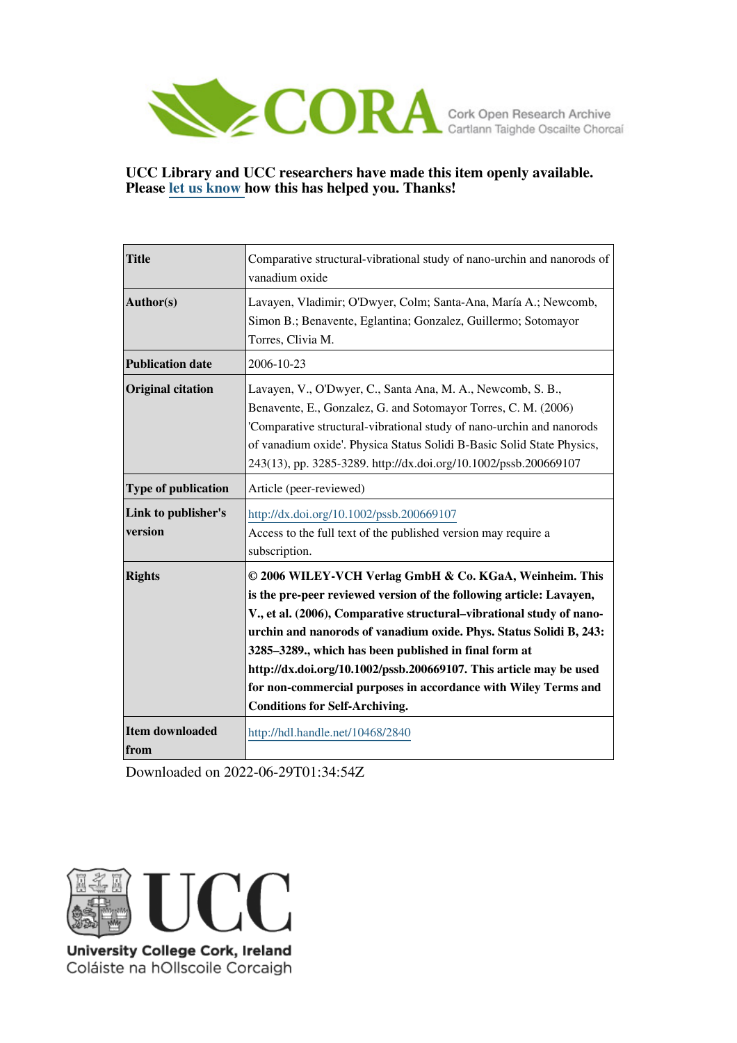CORA Cork Open Research Archive
Cartlann Taighde Oscailte Chorcaí

**UCC Library and UCC researchers have made this item openly available. Please let us know how this has helped you. Thanks!**

| | |
|---|---|
| **Title** | Comparative structural-vibrational study of nano-urchin and nanorods of vanadium oxide |
| **Author(s)** | Lavayen, Vladimir; O'Dwyer, Colm; Santa-Ana, María A.; Newcomb, Simon B.; Benavente, Eglantina; Gonzalez, Guillermo; Sotomayor Torres, Clivia M. |
| **Publication date** | 2006-10-23 |
| **Original citation** | Lavayen, V., O'Dwyer, C., Santa Ana, M. A., Newcomb, S. B., Benavente, E., Gonzalez, G. and Sotomayor Torres, C. M. (2006) 'Comparative structural-vibrational study of nano-urchin and nanorods of vanadium oxide'. Physica Status Solidi B-Basic Solid State Physics, 243(13), pp. 3285-3289. http://dx.doi.org/10.1002/pssb.200669107 |
| **Type of publication** | Article (peer-reviewed) |
| **Link to publisher's version** | http://dx.doi.org/10.1002/pssb.200669107 Access to the full text of the published version may require a subscription. |
| **Rights** | **© 2006 WILEY-VCH Verlag GmbH & Co. KGaA, Weinheim. This is the pre-peer reviewed version of the following article: Lavayen, V., et al. (2006), Comparative structural–vibrational study of nano-urchin and nanorods of vanadium oxide. Phys. Status Solidi B, 243: 3285–3289., which has been published in final form at http://dx.doi.org/10.1002/pssb.200669107. This article may be used for non-commercial purposes in accordance with Wiley Terms and Conditions for Self-Archiving.** |
| **Item downloaded from** | http://hdl.handle.net/10468/2840 |

Downloaded on 2022-06-29T01:34:54Z

UCC
University College Cork, Ireland
Coláiste na hOllscoile Corcaigh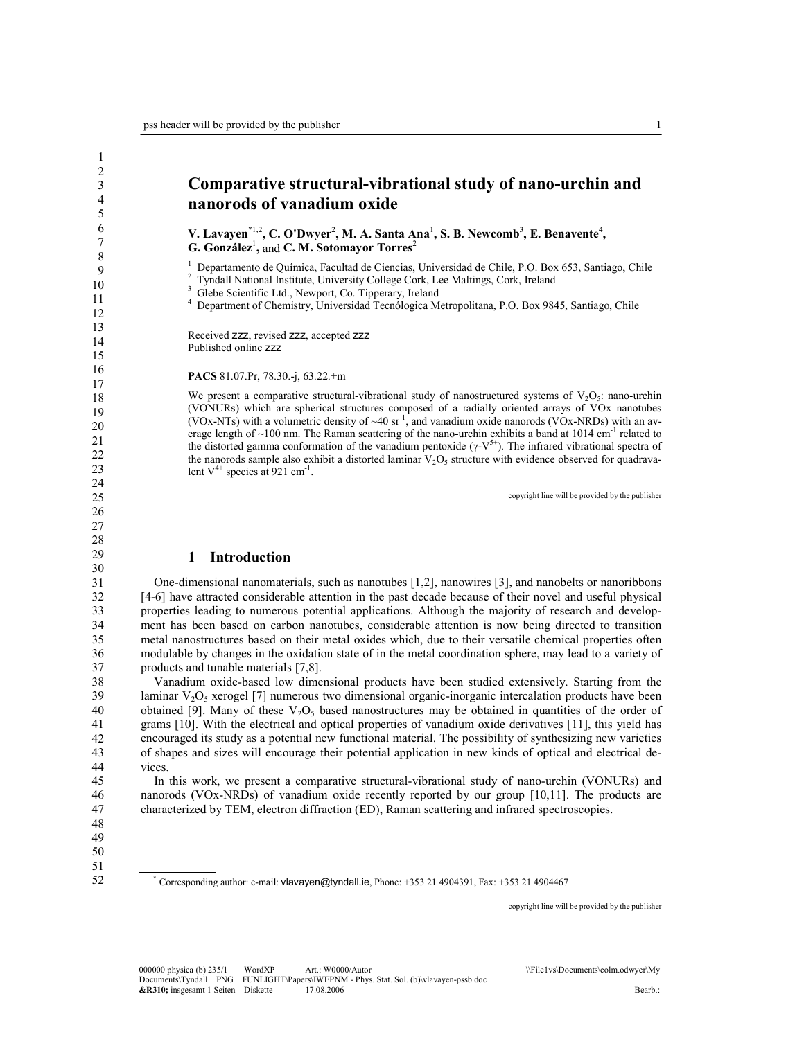# Comparative structural-vibrational study of nano-urchin and nanorods of vanadium oxide

**V. Lavayen**[*1,2], **C. O'Dwyer**[2], **M. A. Santa Ana**[1], **S. B. Newcomb**[3], **E. Benavente**[4], **G. González**[1], and **C. M. Sotomayor Torres**[2]

[1] Departamento de Química, Facultad de Ciencias, Universidad de Chile, P.O. Box 653, Santiago, Chile
[2] Tyndall National Institute, University College Cork, Lee Maltings, Cork, Ireland
[3] Glebe Scientific Ltd., Newport, Co. Tipperary, Ireland
[4] Department of Chemistry, Universidad Tecnólogica Metropolitana, P.O. Box 9845, Santiago, Chile

Received zzz, revised zzz, accepted zzz
Published online zzz

**PACS** 81.07.Pr, 78.30.-j, 63.22.+m

We present a comparative structural-vibrational study of nanostructured systems of $V_2O_5$: nano-urchin (VONURs) which are spherical structures composed of a radially oriented arrays of VOx nanotubes (VOx-NTs) with a volumetric density of ~40 $sr^{-1}$, and vanadium oxide nanorods (VOx-NRDs) with an average length of ~100 nm. The Raman scattering of the nano-urchin exhibits a band at 1014 $cm^{-1}$ related to the distorted gamma conformation of the vanadium pentoxide ($\gamma$-$V^{5+}$). The infrared vibrational spectra of the nanorods sample also exhibit a distorted laminar $V_2O_5$ structure with evidence observed for quadravalent $V^{4+}$ species at 921 $cm^{-1}$.

## 1 Introduction

One-dimensional nanomaterials, such as nanotubes [1,2], nanowires [3], and nanobelts or nanoribbons [4-6] have attracted considerable attention in the past decade because of their novel and useful physical properties leading to numerous potential applications. Although the majority of research and development has been based on carbon nanotubes, considerable attention is now being directed to transition metal nanostructures based on their metal oxides which, due to their versatile chemical properties often modulable by changes in the oxidation state of in the metal coordination sphere, may lead to a variety of products and tunable materials [7,8].

Vanadium oxide-based low dimensional products have been studied extensively. Starting from the laminar $V_2O_5$ xerogel [7] numerous two dimensional organic-inorganic intercalation products have been obtained [9]. Many of these $V_2O_5$ based nanostructures may be obtained in quantities of the order of grams [10]. With the electrical and optical properties of vanadium oxide derivatives [11], this yield has encouraged its study as a potential new functional material. The possibility of synthesizing new varieties of shapes and sizes will encourage their potential application in new kinds of optical and electrical devices.

In this work, we present a comparative structural-vibrational study of nano-urchin (VONURs) and nanorods (VOx-NRDs) of vanadium oxide recently reported by our group [10,11]. The products are characterized by TEM, electron diffraction (ED), Raman scattering and infrared spectroscopies.

[*] Corresponding author: e-mail: vlavayen@tyndall.ie, Phone: +353 21 4904391, Fax: +353 21 4904467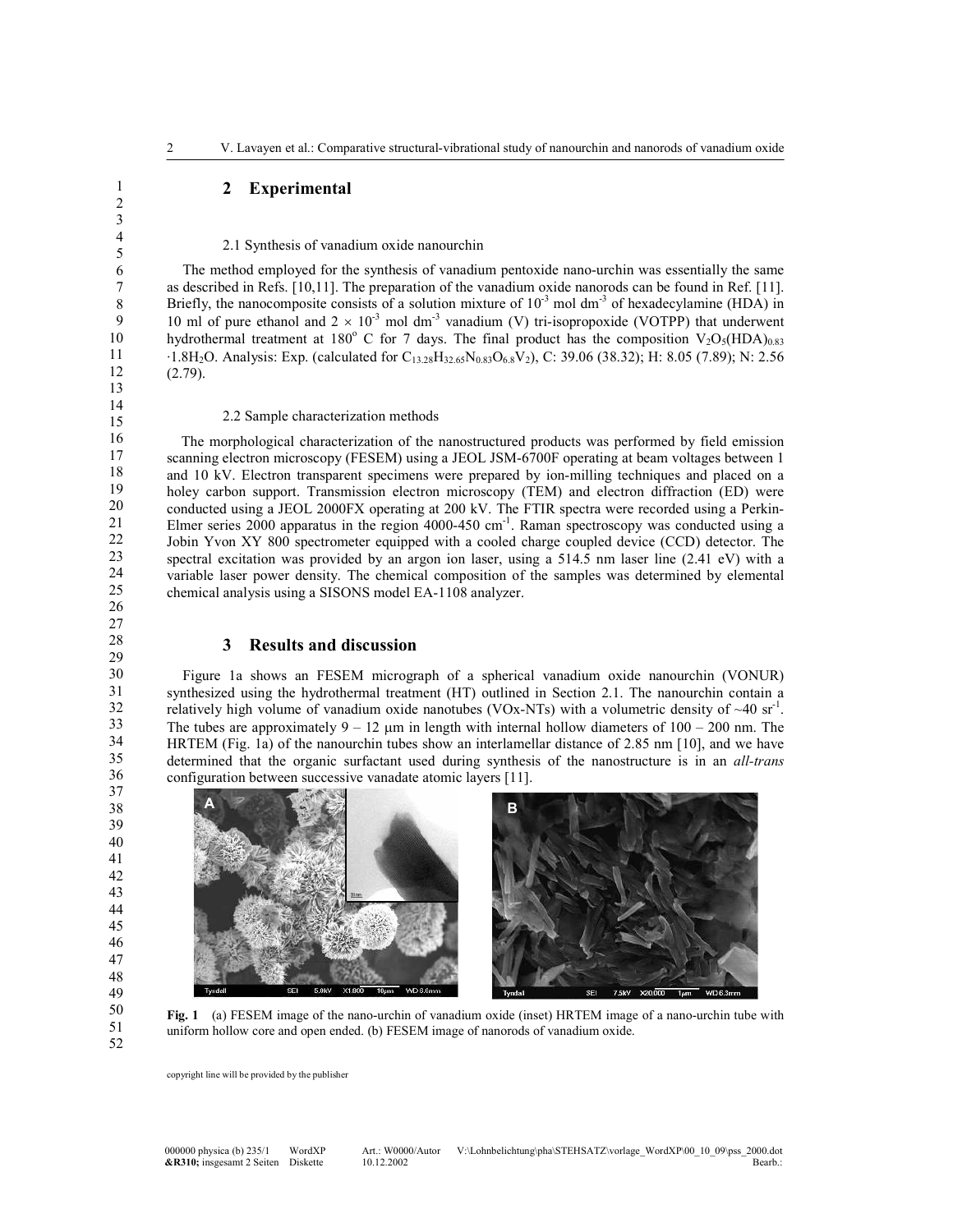## 2 Experimental

### 2.1 Synthesis of vanadium oxide nanourchin

The method employed for the synthesis of vanadium pentoxide nano-urchin was essentially the same as described in Refs. [10,11]. The preparation of the vanadium oxide nanorods can be found in Ref. [11]. Briefly, the nanocomposite consists of a solution mixture of $10^{-3}$ mol dm$^{-3}$ of hexadecylamine (HDA) in 10 ml of pure ethanol and $2 \times 10^{-3}$ mol dm$^{-3}$ vanadium (V) tri-isopropoxide (VOTPP) that underwent hydrothermal treatment at 180° C for 7 days. The final product has the composition $V_2O_5(HDA)_{0.83} \cdot 1.8H_2O$. Analysis: Exp. (calculated for $C_{13.28}H_{32.65}N_{0.83}O_{6.8}V_2$), C: 39.06 (38.32); H: 8.05 (7.89); N: 2.56 (2.79).

### 2.2 Sample characterization methods

The morphological characterization of the nanostructured products was performed by field emission scanning electron microscopy (FESEM) using a JEOL JSM-6700F operating at beam voltages between 1 and 10 kV. Electron transparent specimens were prepared by ion-milling techniques and placed on a holey carbon support. Transmission electron microscopy (TEM) and electron diffraction (ED) were conducted using a JEOL 2000FX operating at 200 kV. The FTIR spectra were recorded using a Perkin-Elmer series 2000 apparatus in the region 4000-450 cm$^{-1}$. Raman spectroscopy was conducted using a Jobin Yvon XY 800 spectrometer equipped with a cooled charge coupled device (CCD) detector. The spectral excitation was provided by an argon ion laser, using a 514.5 nm laser line (2.41 eV) with a variable laser power density. The chemical composition of the samples was determined by elemental chemical analysis using a SISONS model EA-1108 analyzer.

## 3 Results and discussion

Figure 1a shows an FESEM micrograph of a spherical vanadium oxide nanourchin (VONUR) synthesized using the hydrothermal treatment (HT) outlined in Section 2.1. The nanourchin contain a relatively high volume of vanadium oxide nanotubes (VOx-NTs) with a volumetric density of ~40 sr$^{-1}$. The tubes are approximately 9 – 12 μm in length with internal hollow diameters of 100 – 200 nm. The HRTEM (Fig. 1a) of the nanourchin tubes show an interlamellar distance of 2.85 nm [10], and we have determined that the organic surfactant used during synthesis of the nanostructure is in an *all-trans* configuration between successive vanadate atomic layers [11].

**Fig. 1** (a) FESEM image of the nano-urchin of vanadium oxide (inset) HRTEM image of a nano-urchin tube with uniform hollow core and open ended. (b) FESEM image of nanorods of vanadium oxide.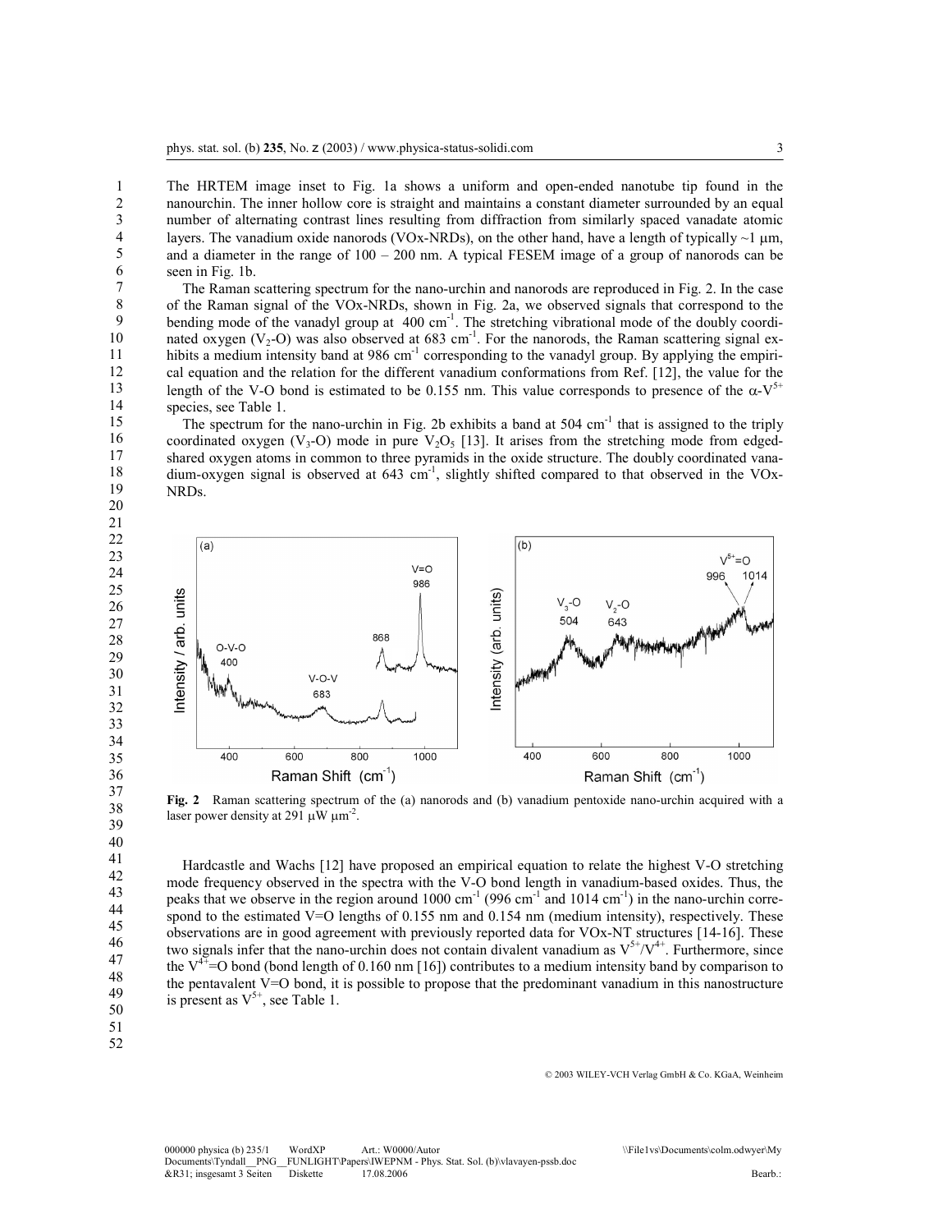The HRTEM image inset to Fig. 1a shows a uniform and open-ended nanotube tip found in the nanourchin. The inner hollow core is straight and maintains a constant diameter surrounded by an equal number of alternating contrast lines resulting from diffraction from similarly spaced vanadate atomic layers. The vanadium oxide nanorods (VOx-NRDs), on the other hand, have a length of typically ~1 μm, and a diameter in the range of 100 – 200 nm. A typical FESEM image of a group of nanorods can be seen in Fig. 1b.

The Raman scattering spectrum for the nano-urchin and nanorods are reproduced in Fig. 2. In the case of the Raman signal of the VOx-NRDs, shown in Fig. 2a, we observed signals that correspond to the bending mode of the vanadyl group at 400 $cm^{-1}$. The stretching vibrational mode of the doubly coordinated oxygen ($V_2$-O) was also observed at 683 $cm^{-1}$. For the nanorods, the Raman scattering signal exhibits a medium intensity band at 986 $cm^{-1}$ corresponding to the vanadyl group. By applying the empirical equation and the relation for the different vanadium conformations from Ref. [12], the value for the length of the V-O bond is estimated to be 0.155 nm. This value corresponds to presence of the $\alpha$-$V^{5+}$ species, see Table 1.

The spectrum for the nano-urchin in Fig. 2b exhibits a band at 504 $cm^{-1}$ that is assigned to the triply coordinated oxygen ($V_3$-O) mode in pure $V_2O_5$ [13]. It arises from the stretching mode from edged-shared oxygen atoms in common to three pyramids in the oxide structure. The doubly coordinated vanadium-oxygen signal is observed at 643 $cm^{-1}$, slightly shifted compared to that observed in the VOx-NRDs.

**Fig. 2** Raman scattering spectrum of the (a) nanorods and (b) vanadium pentoxide nano-urchin acquired with a laser power density at 291 μW $\mu m^{-2}$.

Hardcastle and Wachs [12] have proposed an empirical equation to relate the highest V-O stretching mode frequency observed in the spectra with the V-O bond length in vanadium-based oxides. Thus, the peaks that we observe in the region around 1000 $cm^{-1}$ (996 $cm^{-1}$ and 1014 $cm^{-1}$) in the nano-urchin correspond to the estimated V=O lengths of 0.155 nm and 0.154 nm (medium intensity), respectively. These observations are in good agreement with previously reported data for VOx-NT structures [14-16]. These two signals infer that the nano-urchin does not contain divalent vanadium as $V^{5+}/V^{4+}$. Furthermore, since the $V^{4+}$=O bond (bond length of 0.160 nm [16]) contributes to a medium intensity band by comparison to the pentavalent V=O bond, it is possible to propose that the predominant vanadium in this nanostructure is present as $V^{5+}$, see Table 1.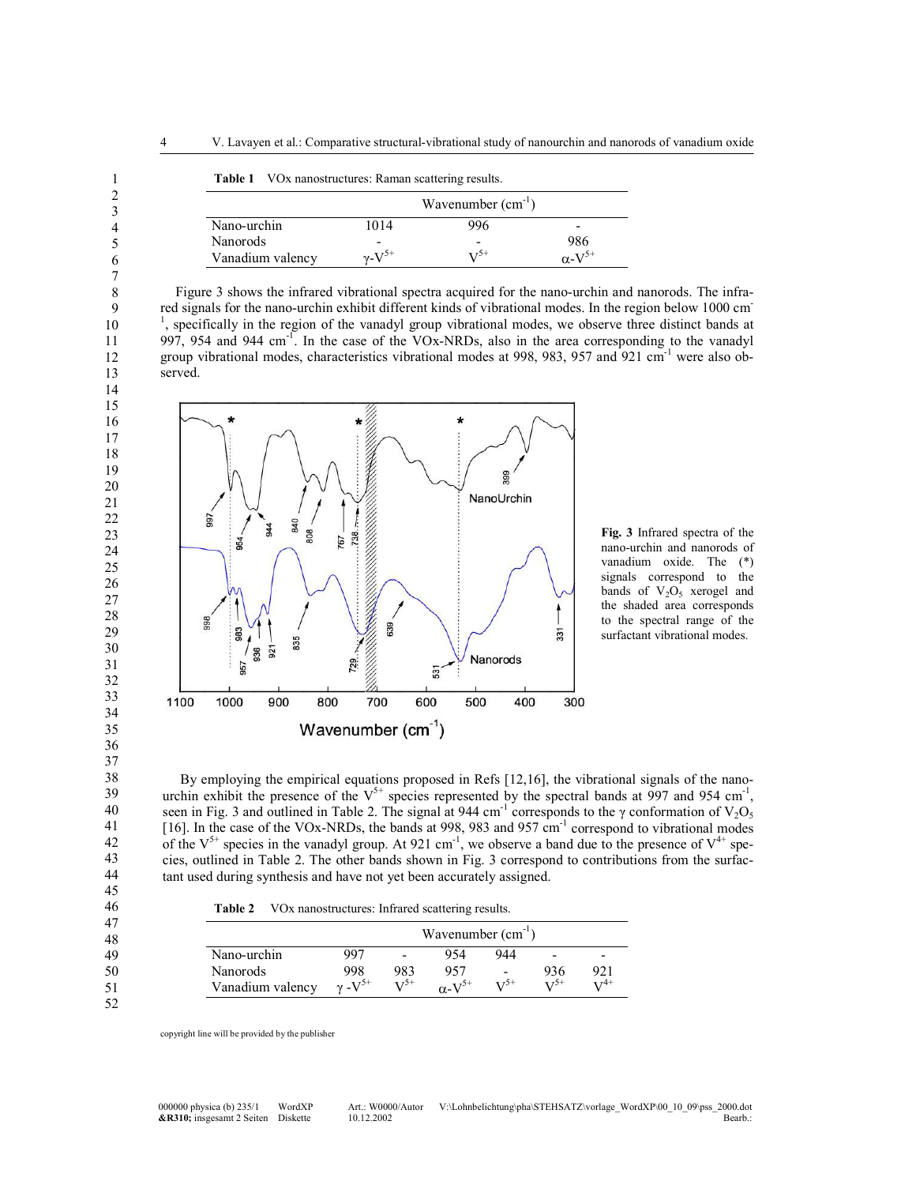**Table 1** VOx nanostructures: Raman scattering results.

| | Wavenumber ($cm^{-1}$) | | |
|---|---|---|---|
| Nano-urchin | 1014 | 996 | - |
| Nanorods | - | - | 986 |
| Vanadium valency | $\gamma$-$V^{5+}$ | $V^{5+}$ | $\alpha$-$V^{5+}$ |

Figure 3 shows the infrared vibrational spectra acquired for the nano-urchin and nanorods. The infrared signals for the nano-urchin exhibit different kinds of vibrational modes. In the region below 1000 $cm^{-1}$, specifically in the region of the vanadyl group vibrational modes, we observe three distinct bands at 997, 954 and 944 $cm^{-1}$. In the case of the VOx-NRDs, also in the area corresponding to the vanadyl group vibrational modes, characteristics vibrational modes at 998, 983, 957 and 921 $cm^{-1}$ were also observed.

**Fig. 3** Infrared spectra of the nano-urchin and nanorods of vanadium oxide. The (*) signals correspond to the bands of $V_2O_5$ xerogel and the shaded area corresponds to the spectral range of the surfactant vibrational modes.

By employing the empirical equations proposed in Refs [12,16], the vibrational signals of the nano-urchin exhibit the presence of the $V^{5+}$ species represented by the spectral bands at 997 and 954 $cm^{-1}$, seen in Fig. 3 and outlined in Table 2. The signal at 944 $cm^{-1}$ corresponds to the $\gamma$ conformation of $V_2O_5$ [16]. In the case of the VOx-NRDs, the bands at 998, 983 and 957 $cm^{-1}$ correspond to vibrational modes of the $V^{5+}$ species in the vanadyl group. At 921 $cm^{-1}$, we observe a band due to the presence of $V^{4+}$ species, outlined in Table 2. The other bands shown in Fig. 3 correspond to contributions from the surfactant used during synthesis and have not yet been accurately assigned.

**Table 2** VOx nanostructures: Infrared scattering results.

| | Wavenumber ($cm^{-1}$) | | | | | |
|---|---|---|---|---|---|---|
| Nano-urchin | 997 | - | 954 | 944 | - | - |
| Nanorods | 998 | 983 | 957 | - | 936 | 921 |
| Vanadium valency | $\gamma$-$V^{5+}$ | $V^{5+}$ | $\alpha$-$V^{5+}$ | $V^{5+}$ | $V^{5+}$ | $V^{4+}$ |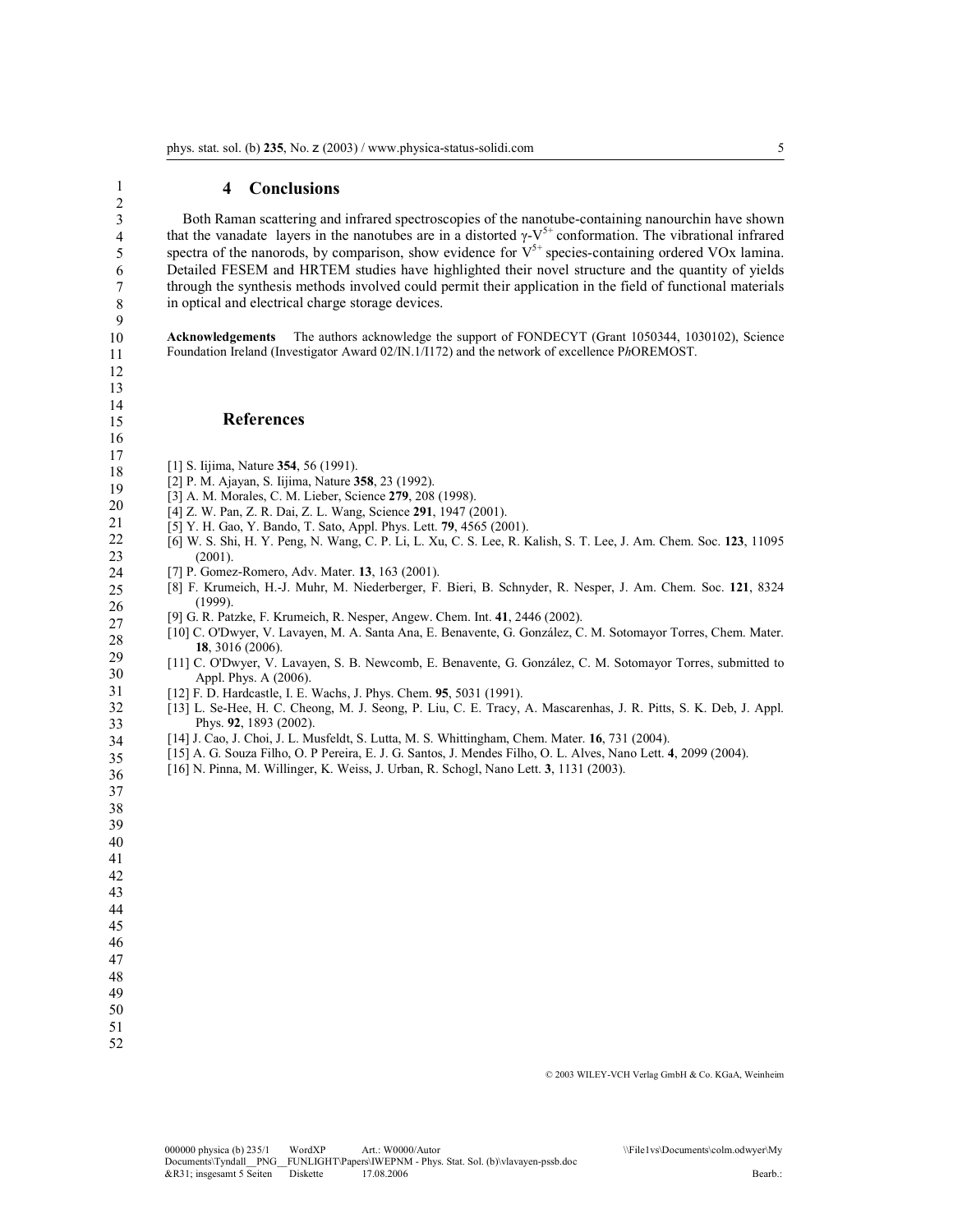## 4 Conclusions

Both Raman scattering and infrared spectroscopies of the nanotube-containing nanourchin have shown that the vanadate layers in the nanotubes are in a distorted $\gamma$-$V^{5+}$ conformation. The vibrational infrared spectra of the nanorods, by comparison, show evidence for $V^{5+}$ species-containing ordered VOx lamina. Detailed FESEM and HRTEM studies have highlighted their novel structure and the quantity of yields through the synthesis methods involved could permit their application in the field of functional materials in optical and electrical charge storage devices.

**Acknowledgements** The authors acknowledge the support of FONDECYT (Grant 1050344, 1030102), Science Foundation Ireland (Investigator Award 02/IN.1/I172) and the network of excellence P*h*OREMOST.

## References

[1] S. Iijima, Nature **354**, 56 (1991).
[2] P. M. Ajayan, S. Iijima, Nature **358**, 23 (1992).
[3] A. M. Morales, C. M. Lieber, Science **279**, 208 (1998).
[4] Z. W. Pan, Z. R. Dai, Z. L. Wang, Science **291**, 1947 (2001).
[5] Y. H. Gao, Y. Bando, T. Sato, Appl. Phys. Lett. **79**, 4565 (2001).
[6] W. S. Shi, H. Y. Peng, N. Wang, C. P. Li, L. Xu, C. S. Lee, R. Kalish, S. T. Lee, J. Am. Chem. Soc. **123**, 11095 (2001).
[7] P. Gomez-Romero, Adv. Mater. **13**, 163 (2001).
[8] F. Krumeich, H.-J. Muhr, M. Niederberger, F. Bieri, B. Schnyder, R. Nesper, J. Am. Chem. Soc. **121**, 8324 (1999).
[9] G. R. Patzke, F. Krumeich, R. Nesper, Angew. Chem. Int. **41**, 2446 (2002).
[10] C. O'Dwyer, V. Lavayen, M. A. Santa Ana, E. Benavente, G. González, C. M. Sotomayor Torres, Chem. Mater. **18**, 3016 (2006).
[11] C. O'Dwyer, V. Lavayen, S. B. Newcomb, E. Benavente, G. González, C. M. Sotomayor Torres, submitted to Appl. Phys. A (2006).
[12] F. D. Hardcastle, I. E. Wachs, J. Phys. Chem. **95**, 5031 (1991).
[13] L. Se-Hee, H. C. Cheong, M. J. Seong, P. Liu, C. E. Tracy, A. Mascarenhas, J. R. Pitts, S. K. Deb, J. Appl. Phys. **92**, 1893 (2002).
[14] J. Cao, J. Choi, J. L. Musfeldt, S. Lutta, M. S. Whittingham, Chem. Mater. **16**, 731 (2004).
[15] A. G. Souza Filho, O. P Pereira, E. J. G. Santos, J. Mendes Filho, O. L. Alves, Nano Lett. **4**, 2099 (2004).
[16] N. Pinna, M. Willinger, K. Weiss, J. Urban, R. Schogl, Nano Lett. **3**, 1131 (2003).